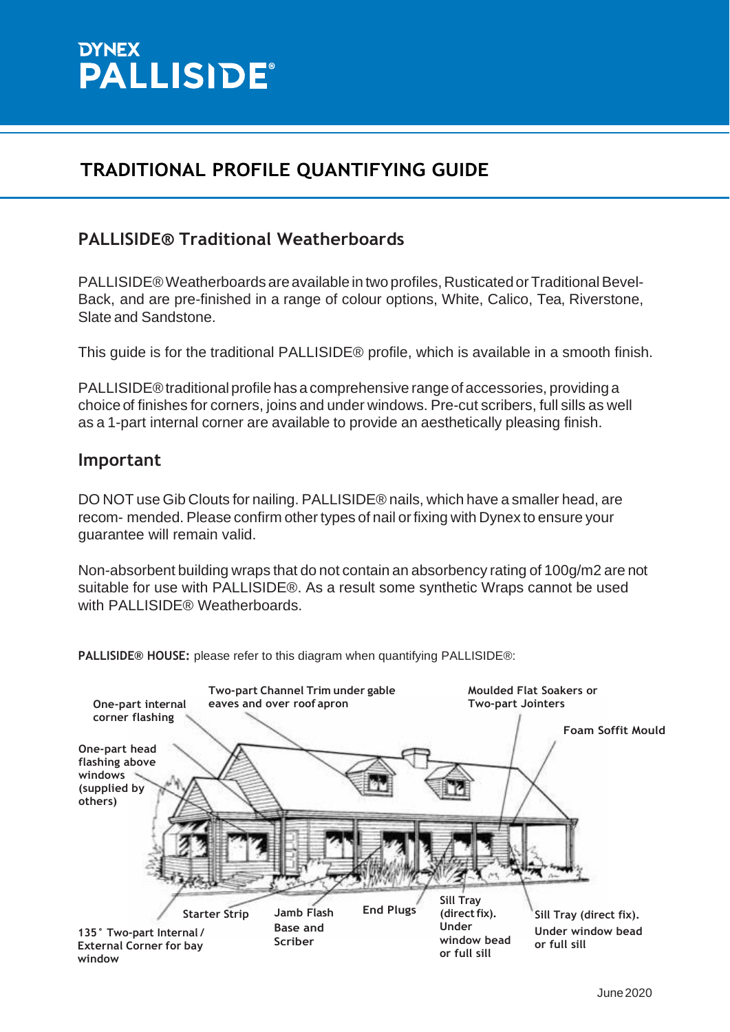# DYNEX PALLISIDE®

## TRADITIONAL PROFILE QUANTIFYING GUIDE

### PALLISIDE® Traditional Weatherboards

PALLISIDE® Weatherboards are available in two profiles, Rusticated or Traditional Bevel-Back, and are pre-finished in a range of colour options, White, Calico, Tea, Riverstone, Slate and Sandstone.

This guide is for the traditional PALLISIDE® profile, which is available in a smooth finish.

PALLISIDE® traditional profile has a comprehensive range of accessories, providing a choice of finishes for corners, joins and under windows. Pre-cut scribers, full sills as well as a 1-part internal corner are available to provide an aesthetically pleasing finish.

### Important

DO NOT use Gib Clouts for nailing. PALLISIDE® nails, which have a smaller head, are recom- mended. Please confirm other types of nail or fixing with Dynex to ensure your guarantee will remain valid.

Non-absorbent building wraps that do not contain an absorbency rating of 100g/m2 are not suitable for use with PALLISIDE®. As a result some synthetic Wraps cannot be used with PALLISIDE® Weatherboards.

**PALLISIDE® HOUSE:** please refer to this diagram when quantifying PALLISIDE®:

- One-part internal corner flashing
- Two-part Channel Trim under gable eaves and over roof apron
- Moulded Flat Soakers or Two-part Jointers
- Foam Soffit Mould
- One-part head flashing above windows (supplied by others)
- Starter Strip
- Jamb Flash Base and Scriber
- End Plugs
- Sill Tray (direct fix). Under window bead or full sill
- Sill Tray (direct fix). Under window bead or full sill
- 135˚ Two-part Internal / External Corner for bay window

June 2020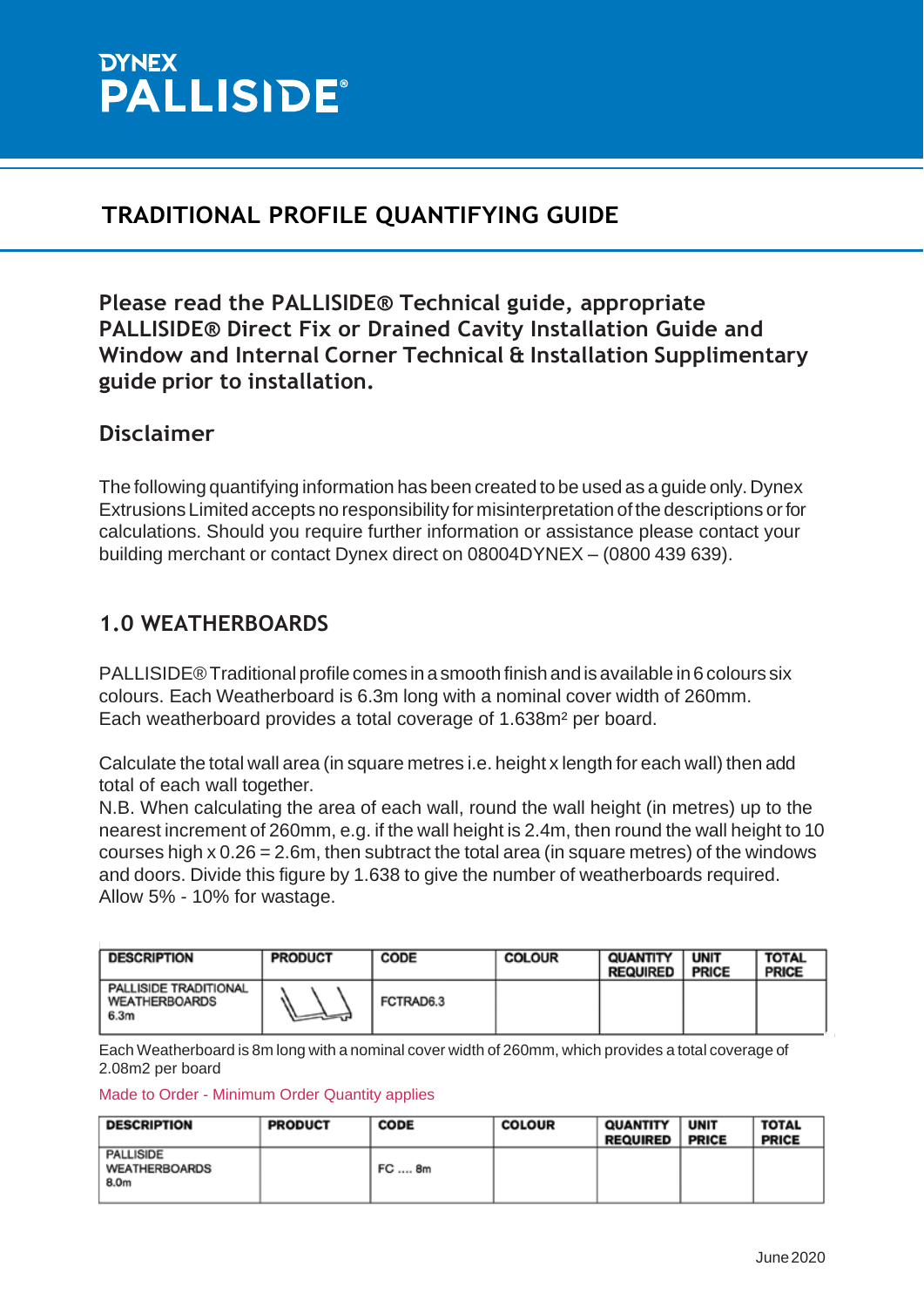DYNEX
PALLISIDE®

## TRADITIONAL PROFILE QUANTIFYING GUIDE

**Please read the PALLISIDE® Technical guide, appropriate PALLISIDE® Direct Fix or Drained Cavity Installation Guide and Window and Internal Corner Technical & Installation Supplimentary guide prior to installation.**

### Disclaimer

The following quantifying information has been created to be used as a guide only. Dynex Extrusions Limited accepts no responsibility for misinterpretation of the descriptions or for calculations. Should you require further information or assistance please contact your building merchant or contact Dynex direct on 08004DYNEX – (0800 439 639).

### 1.0 WEATHERBOARDS

PALLISIDE® Traditional profile comes in a smooth finish and is available in 6 colours six colours. Each Weatherboard is 6.3m long with a nominal cover width of 260mm. Each weatherboard provides a total coverage of 1.638m² per board.

Calculate the total wall area (in square metres i.e. height x length for each wall) then add total of each wall together.
N.B. When calculating the area of each wall, round the wall height (in metres) up to the nearest increment of 260mm, e.g. if the wall height is 2.4m, then round the wall height to 10 courses high x 0.26 = 2.6m, then subtract the total area (in square metres) of the windows and doors. Divide this figure by 1.638 to give the number of weatherboards required. Allow 5% - 10% for wastage.

| DESCRIPTION | PRODUCT | CODE | COLOUR | QUANTITY REQUIRED | UNIT PRICE | TOTAL PRICE |
|---|---|---|---|---|---|---|
| PALLISIDE TRADITIONAL WEATHERBOARDS 6.3m | | FCTRAD6.3 | | | | |

Each Weatherboard is 8m long with a nominal cover width of 260mm, which provides a total coverage of 2.08m2 per board

Made to Order - Minimum Order Quantity applies

| DESCRIPTION | PRODUCT | CODE | COLOUR | QUANTITY REQUIRED | UNIT PRICE | TOTAL PRICE |
|---|---|---|---|---|---|---|
| PALLISIDE WEATHERBOARDS 8.0m | | FC .... 8m | | | | |

June 2020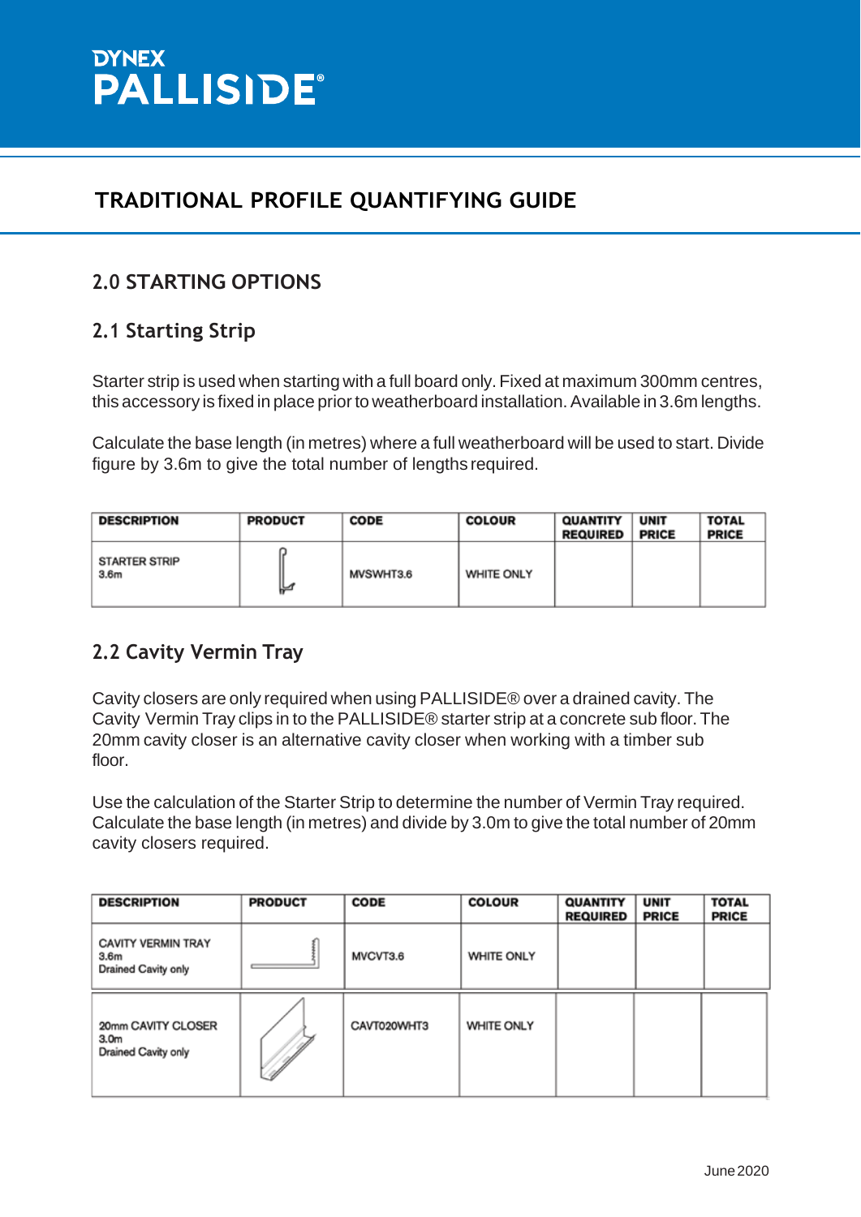# DYNEX PALLISIDE®

## TRADITIONAL PROFILE QUANTIFYING GUIDE

## 2.0 STARTING OPTIONS

### 2.1 Starting Strip

Starter strip is used when starting with a full board only. Fixed at maximum 300mm centres, this accessory is fixed in place prior to weatherboard installation. Available in 3.6m lengths.

Calculate the base length (in metres) where a full weatherboard will be used to start. Divide figure by 3.6m to give the total number of lengths required.

| DESCRIPTION | PRODUCT | CODE | COLOUR | QUANTITY REQUIRED | UNIT PRICE | TOTAL PRICE |
|---|---|---|---|---|---|---|
| STARTER STRIP 3.6m | | MVSWHT3.6 | WHITE ONLY | | | |

### 2.2 Cavity Vermin Tray

Cavity closers are only required when using PALLISIDE® over a drained cavity. The Cavity Vermin Tray clips in to the PALLISIDE® starter strip at a concrete sub floor. The 20mm cavity closer is an alternative cavity closer when working with a timber sub floor.

Use the calculation of the Starter Strip to determine the number of Vermin Tray required. Calculate the base length (in metres) and divide by 3.0m to give the total number of 20mm cavity closers required.

| DESCRIPTION | PRODUCT | CODE | COLOUR | QUANTITY REQUIRED | UNIT PRICE | TOTAL PRICE |
|---|---|---|---|---|---|---|
| CAVITY VERMIN TRAY 3.6m Drained Cavity only | | MVCVT3.6 | WHITE ONLY | | | |
| 20mm CAVITY CLOSER 3.0m Drained Cavity only | | CAVT020WHT3 | WHITE ONLY | | | |

June 2020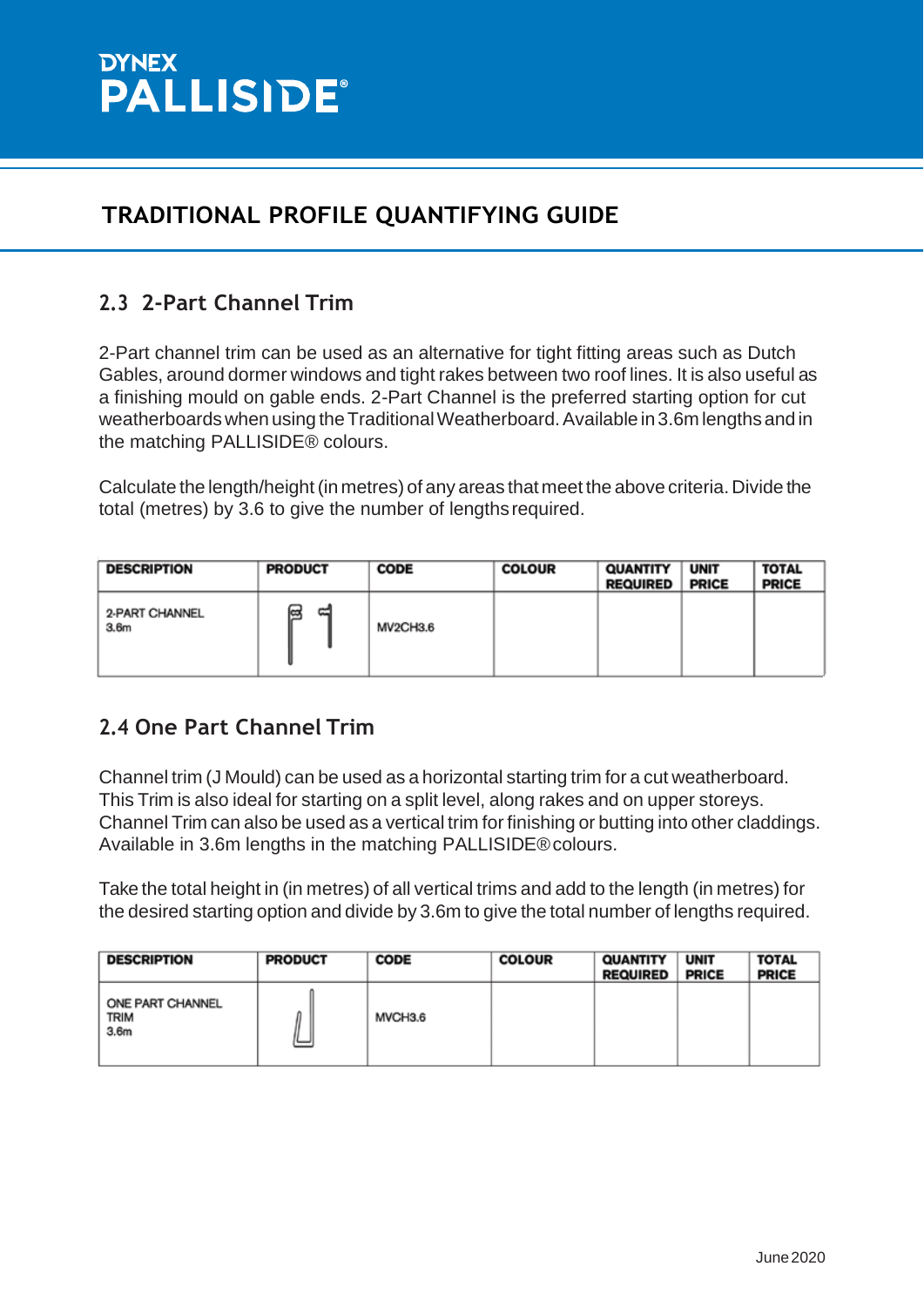DYNEX PALLISIDE®

# TRADITIONAL PROFILE QUANTIFYING GUIDE

## 2.3 2-Part Channel Trim

2-Part channel trim can be used as an alternative for tight fitting areas such as Dutch Gables, around dormer windows and tight rakes between two roof lines. It is also useful as a finishing mould on gable ends. 2-Part Channel is the preferred starting option for cut weatherboards when using the Traditional Weatherboard. Available in 3.6m lengths and in the matching PALLISIDE® colours.

Calculate the length/height (in metres) of any areas that meet the above criteria. Divide the total (metres) by 3.6 to give the number of lengths required.

| DESCRIPTION | PRODUCT | CODE | COLOUR | QUANTITY REQUIRED | UNIT PRICE | TOTAL PRICE |
|---|---|---|---|---|---|---|
| 2-PART CHANNEL 3.6m | | MV2CH3.6 | | | | |

## 2.4 One Part Channel Trim

Channel trim (J Mould) can be used as a horizontal starting trim for a cut weatherboard. This Trim is also ideal for starting on a split level, along rakes and on upper storeys. Channel Trim can also be used as a vertical trim for finishing or butting into other claddings. Available in 3.6m lengths in the matching PALLISIDE® colours.

Take the total height in (in metres) of all vertical trims and add to the length (in metres) for the desired starting option and divide by 3.6m to give the total number of lengths required.

| DESCRIPTION | PRODUCT | CODE | COLOUR | QUANTITY REQUIRED | UNIT PRICE | TOTAL PRICE |
|---|---|---|---|---|---|---|
| ONE PART CHANNEL TRIM 3.6m | | MVCH3.6 | | | | |

June 2020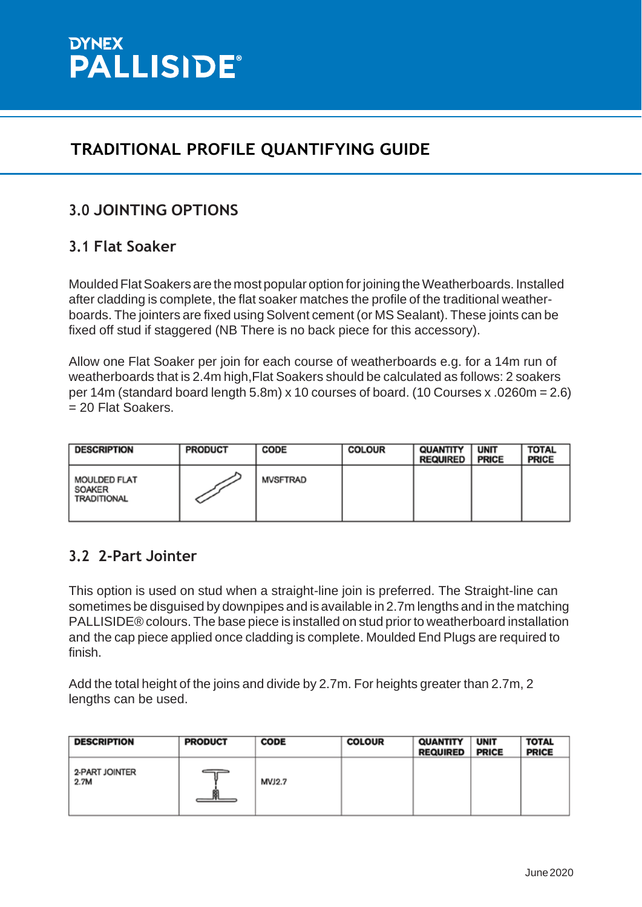DYNEX PALLISIDE®

# TRADITIONAL PROFILE QUANTIFYING GUIDE

## 3.0 JOINTING OPTIONS

### 3.1 Flat Soaker

Moulded Flat Soakers are the most popular option for joining the Weatherboards. Installed after cladding is complete, the flat soaker matches the profile of the traditional weather-boards. The jointers are fixed using Solvent cement (or MS Sealant). These joints can be fixed off stud if staggered (NB There is no back piece for this accessory).

Allow one Flat Soaker per join for each course of weatherboards e.g. for a 14m run of weatherboards that is 2.4m high,Flat Soakers should be calculated as follows: 2 soakers per 14m (standard board length 5.8m) x 10 courses of board. (10 Courses x .0260m = 2.6) = 20 Flat Soakers.

| DESCRIPTION | PRODUCT | CODE | COLOUR | QUANTITY REQUIRED | UNIT PRICE | TOTAL PRICE |
|---|---|---|---|---|---|---|
| MOULDED FLAT SOAKER TRADITIONAL | | MVSFTRAD | | | | |

### 3.2 2-Part Jointer

This option is used on stud when a straight-line join is preferred. The Straight-line can sometimes be disguised by downpipes and is available in 2.7m lengths and in the matching PALLISIDE® colours. The base piece is installed on stud prior to weatherboard installation and the cap piece applied once cladding is complete. Moulded End Plugs are required to finish.

Add the total height of the joins and divide by 2.7m. For heights greater than 2.7m, 2 lengths can be used.

| DESCRIPTION | PRODUCT | CODE | COLOUR | QUANTITY REQUIRED | UNIT PRICE | TOTAL PRICE |
|---|---|---|---|---|---|---|
| 2-PART JOINTER 2.7M | | MVJ2.7 | | | | |

June 2020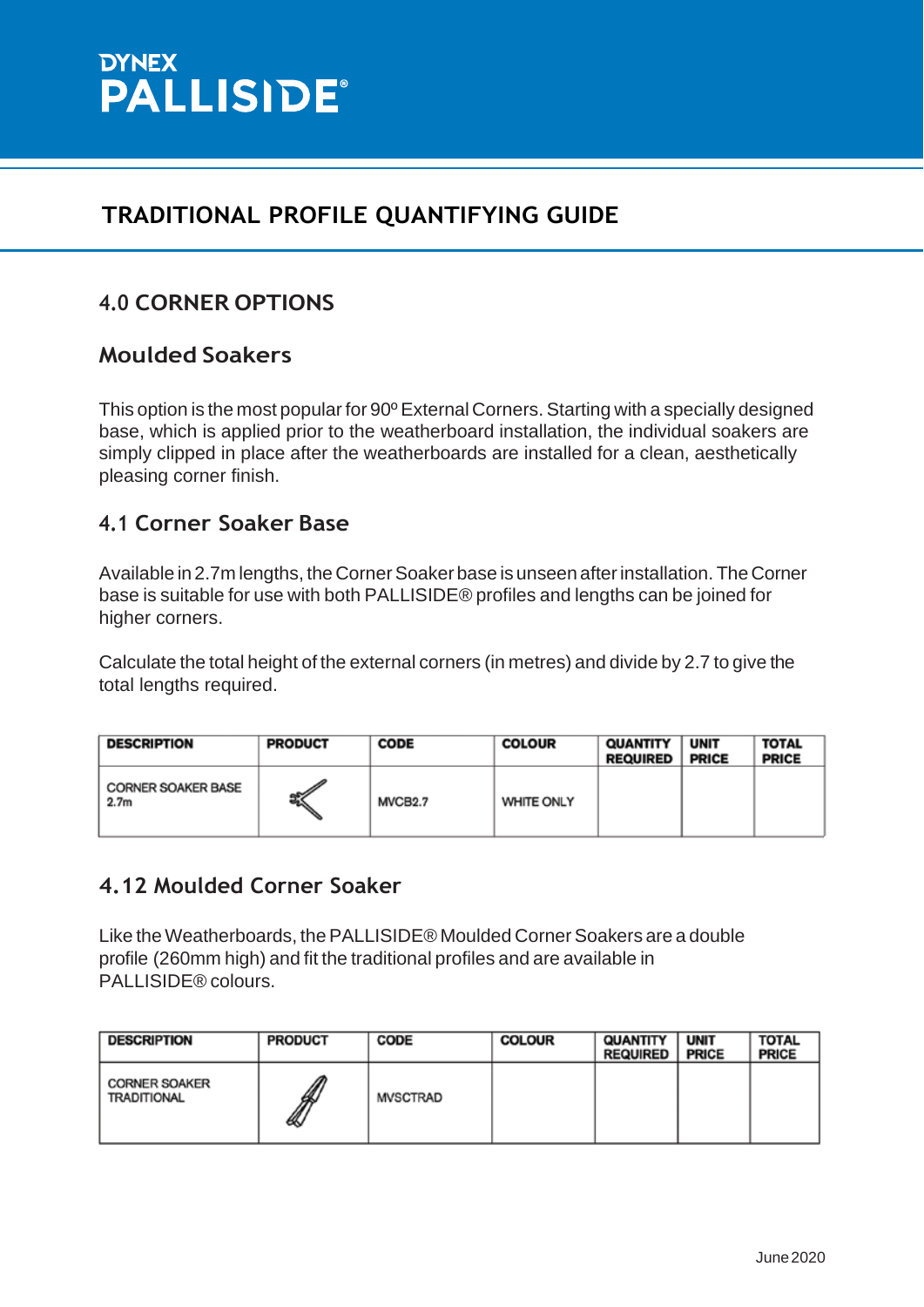DYNEX
PALLISIDE®

# TRADITIONAL PROFILE QUANTIFYING GUIDE

## 4.0 CORNER OPTIONS

### Moulded Soakers

This option is the most popular for 90º External Corners. Starting with a specially designed base, which is applied prior to the weatherboard installation, the individual soakers are simply clipped in place after the weatherboards are installed for a clean, aesthetically pleasing corner finish.

### 4.1 Corner Soaker Base

Available in 2.7m lengths, the Corner Soaker base is unseen after installation. The Corner base is suitable for use with both PALLISIDE® profiles and lengths can be joined for higher corners.

Calculate the total height of the external corners (in metres) and divide by 2.7 to give the total lengths required.

| DESCRIPTION | PRODUCT | CODE | COLOUR | QUANTITY REQUIRED | UNIT PRICE | TOTAL PRICE |
|---|---|---|---|---|---|---|
| CORNER SOAKER BASE 2.7m | | MVCB2.7 | WHITE ONLY | | | |

### 4.12 Moulded Corner Soaker

Like the Weatherboards, the PALLISIDE® Moulded Corner Soakers are a double profile (260mm high) and fit the traditional profiles and are available in PALLISIDE® colours.

| DESCRIPTION | PRODUCT | CODE | COLOUR | QUANTITY REQUIRED | UNIT PRICE | TOTAL PRICE |
|---|---|---|---|---|---|---|
| CORNER SOAKER TRADITIONAL | | MVSCTRAD | | | | |

June 2020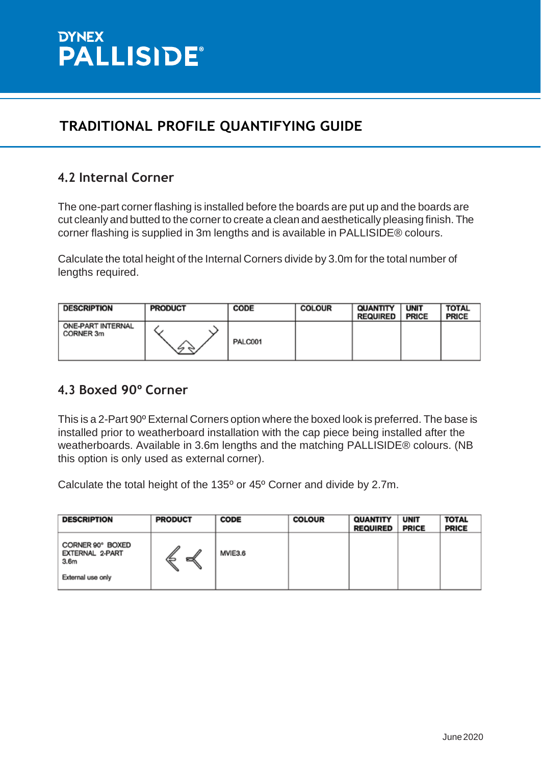# DYNEX PALLISIDE®

## TRADITIONAL PROFILE QUANTIFYING GUIDE

### 4.2 Internal Corner

The one-part corner flashing is installed before the boards are put up and the boards are cut cleanly and butted to the corner to create a clean and aesthetically pleasing finish. The corner flashing is supplied in 3m lengths and is available in PALLISIDE® colours.

Calculate the total height of the Internal Corners divide by 3.0m for the total number of lengths required.

| DESCRIPTION | PRODUCT | CODE | COLOUR | QUANTITY REQUIRED | UNIT PRICE | TOTAL PRICE |
|---|---|---|---|---|---|---|
| ONE-PART INTERNAL CORNER 3m | | PALC001 | | | | |

### 4.3 Boxed 90º Corner

This is a 2-Part 90º External Corners option where the boxed look is preferred. The base is installed prior to weatherboard installation with the cap piece being installed after the weatherboards. Available in 3.6m lengths and the matching PALLISIDE® colours. (NB this option is only used as external corner).

Calculate the total height of the 135º or 45º Corner and divide by 2.7m.

| DESCRIPTION | PRODUCT | CODE | COLOUR | QUANTITY REQUIRED | UNIT PRICE | TOTAL PRICE |
|---|---|---|---|---|---|---|
| CORNER 90° BOXED EXTERNAL 2-PART 3.6m<br><br>External use only | | MVIE3.6 | | | | |

June 2020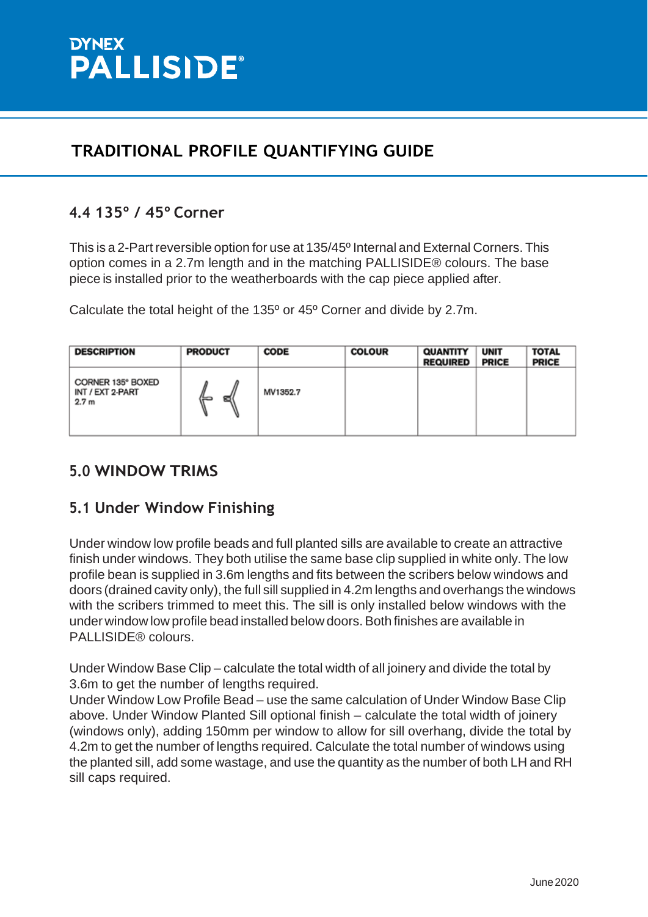DYNEX PALLISIDE®

## TRADITIONAL PROFILE QUANTIFYING GUIDE

### 4.4 135º / 45º Corner

This is a 2-Part reversible option for use at 135/45º Internal and External Corners. This option comes in a 2.7m length and in the matching PALLISIDE® colours. The base piece is installed prior to the weatherboards with the cap piece applied after.

Calculate the total height of the 135º or 45º Corner and divide by 2.7m.

| DESCRIPTION | PRODUCT | CODE | COLOUR | QUANTITY REQUIRED | UNIT PRICE | TOTAL PRICE |
|---|---|---|---|---|---|---|
| CORNER 135° BOXED INT / EXT 2-PART 2.7 m | | MV1352.7 | | | | |

## 5.0 WINDOW TRIMS

### 5.1 Under Window Finishing

Under window low profile beads and full planted sills are available to create an attractive finish under windows. They both utilise the same base clip supplied in white only. The low profile bean is supplied in 3.6m lengths and fits between the scribers below windows and doors (drained cavity only), the full sill supplied in 4.2m lengths and overhangs the windows with the scribers trimmed to meet this. The sill is only installed below windows with the under window low profile bead installed below doors. Both finishes are available in PALLISIDE® colours.

Under Window Base Clip – calculate the total width of all joinery and divide the total by 3.6m to get the number of lengths required.
Under Window Low Profile Bead – use the same calculation of Under Window Base Clip above. Under Window Planted Sill optional finish – calculate the total width of joinery (windows only), adding 150mm per window to allow for sill overhang, divide the total by 4.2m to get the number of lengths required. Calculate the total number of windows using the planted sill, add some wastage, and use the quantity as the number of both LH and RH sill caps required.

June 2020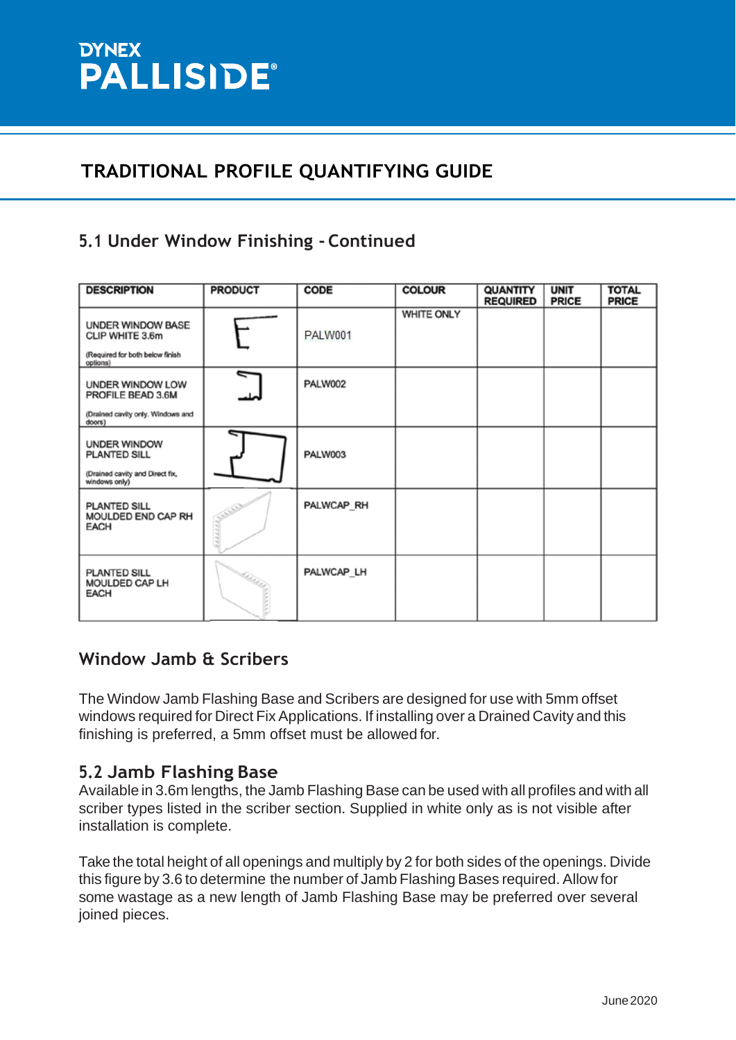DYNEX PALLISIDE®

# TRADITIONAL PROFILE QUANTIFYING GUIDE

## 5.1 Under Window Finishing - Continued

| DESCRIPTION | PRODUCT | CODE | COLOUR | QUANTITY REQUIRED | UNIT PRICE | TOTAL PRICE |
|---|---|---|---|---|---|---|
| UNDER WINDOW BASE CLIP WHITE 3.6m (Required for both below finish options) | | PALW001 | WHITE ONLY | | | |
| UNDER WINDOW LOW PROFILE BEAD 3.6M (Drained cavity only. Windows and doors) | | PALW002 | | | | |
| UNDER WINDOW PLANTED SILL (Drained cavity and Direct fix, windows only) | | PALW003 | | | | |
| PLANTED SILL MOULDED END CAP RH EACH | | PALWCAP_RH | | | | |
| PLANTED SILL MOULDED CAP LH EACH | | PALWCAP_LH | | | | |

## Window Jamb & Scribers

The Window Jamb Flashing Base and Scribers are designed for use with 5mm offset windows required for Direct Fix Applications. If installing over a Drained Cavity and this finishing is preferred, a 5mm offset must be allowed for.

## 5.2 Jamb Flashing Base

Available in 3.6m lengths, the Jamb Flashing Base can be used with all profiles and with all scriber types listed in the scriber section. Supplied in white only as is not visible after installation is complete.

Take the total height of all openings and multiply by 2 for both sides of the openings. Divide this figure by 3.6 to determine the number of Jamb Flashing Bases required. Allow for some wastage as a new length of Jamb Flashing Base may be preferred over several joined pieces.

June 2020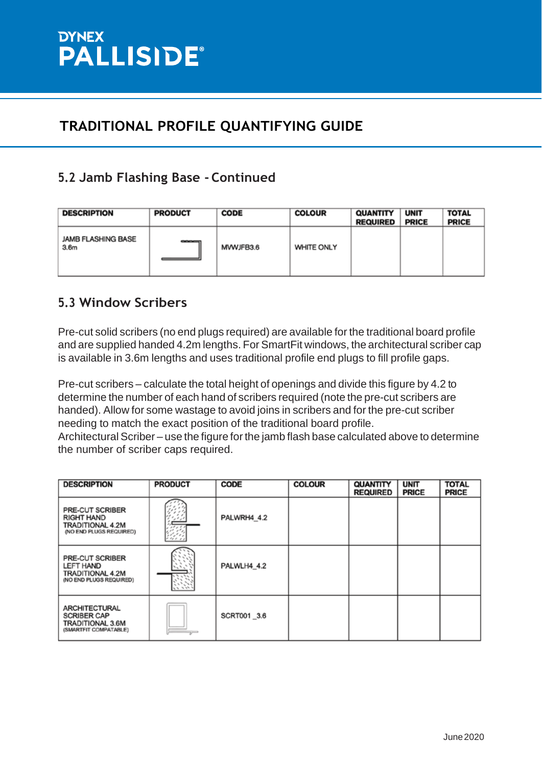DYNEX
PALLISIDE®

# TRADITIONAL PROFILE QUANTIFYING GUIDE

## 5.2 Jamb Flashing Base - Continued

| DESCRIPTION | PRODUCT | CODE | COLOUR | QUANTITY REQUIRED | UNIT PRICE | TOTAL PRICE |
|---|---|---|---|---|---|---|
| JAMB FLASHING BASE 3.6m | | MWJFB3.6 | WHITE ONLY | | | |

## 5.3 Window Scribers

Pre-cut solid scribers (no end plugs required) are available for the traditional board profile and are supplied handed 4.2m lengths. For SmartFit windows, the architectural scriber cap is available in 3.6m lengths and uses traditional profile end plugs to fill profile gaps.

Pre-cut scribers – calculate the total height of openings and divide this figure by 4.2 to determine the number of each hand of scribers required (note the pre-cut scribers are handed). Allow for some wastage to avoid joins in scribers and for the pre-cut scriber needing to match the exact position of the traditional board profile.
Architectural Scriber – use the figure for the jamb flash base calculated above to determine the number of scriber caps required.

| DESCRIPTION | PRODUCT | CODE | COLOUR | QUANTITY REQUIRED | UNIT PRICE | TOTAL PRICE |
|---|---|---|---|---|---|---|
| PRE-CUT SCRIBER RIGHT HAND TRADITIONAL 4.2M (NO END PLUGS REQUIRED) | | PALWRH4_4.2 | | | | |
| PRE-CUT SCRIBER LEFT HAND TRADITIONAL 4.2M (NO END PLUGS REQUIRED) | | PALWLH4_4.2 | | | | |
| ARCHITECTURAL SCRIBER CAP TRADITIONAL 3.6M (SMARTFIT COMPATABLE) | | SCRT001 _3.6 | | | | |

June 2020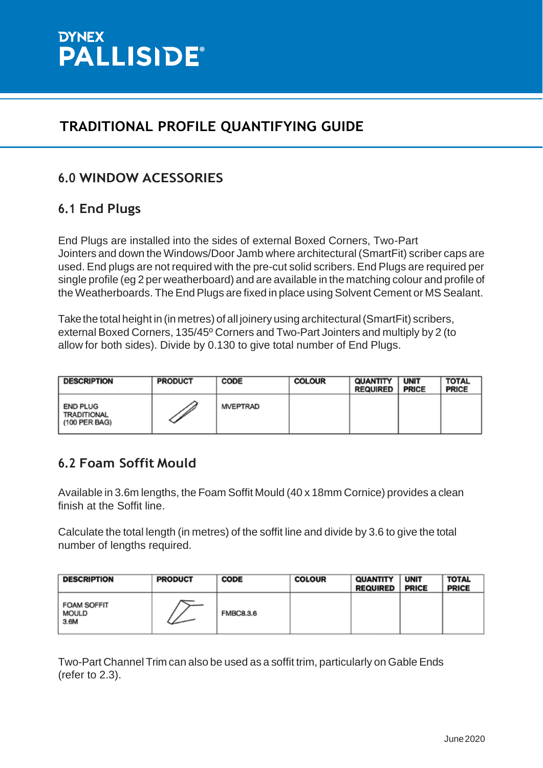# TRADITIONAL PROFILE QUANTIFYING GUIDE

## 6.0 WINDOW ACESSORIES

### 6.1 End Plugs

End Plugs are installed into the sides of external Boxed Corners, Two-Part Jointers and down the Windows/Door Jamb where architectural (SmartFit) scriber caps are used. End plugs are not required with the pre-cut solid scribers. End Plugs are required per single profile (eg 2 per weatherboard) and are available in the matching colour and profile of the Weatherboards. The End Plugs are fixed in place using Solvent Cement or MS Sealant.

Take the total height in (in metres) of all joinery using architectural (SmartFit) scribers, external Boxed Corners, 135/45º Corners and Two-Part Jointers and multiply by 2 (to allow for both sides). Divide by 0.130 to give total number of End Plugs.

| DESCRIPTION | PRODUCT | CODE | COLOUR | QUANTITY REQUIRED | UNIT PRICE | TOTAL PRICE |
|---|---|---|---|---|---|---|
| END PLUG TRADITIONAL (100 PER BAG) | | MVEPTRAD | | | | |

### 6.2 Foam Soffit Mould

Available in 3.6m lengths, the Foam Soffit Mould (40 x 18mm Cornice) provides a clean finish at the Soffit line.

Calculate the total length (in metres) of the soffit line and divide by 3.6 to give the total number of lengths required.

| DESCRIPTION | PRODUCT | CODE | COLOUR | QUANTITY REQUIRED | UNIT PRICE | TOTAL PRICE |
|---|---|---|---|---|---|---|
| FOAM SOFFIT MOULD 3.6M | | FMBC8.3.6 | | | | |

Two-Part Channel Trim can also be used as a soffit trim, particularly on Gable Ends (refer to 2.3).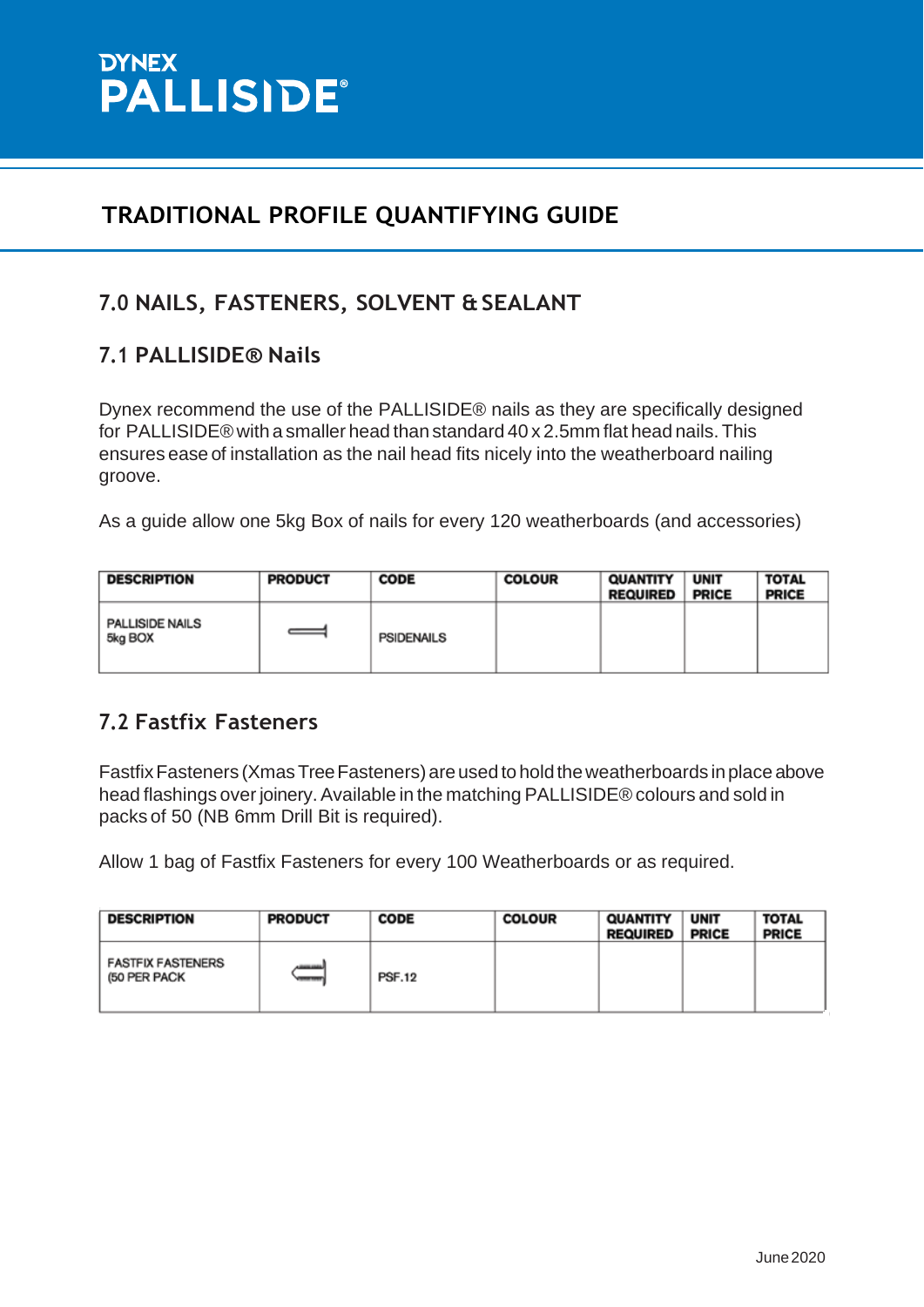DYNEX
PALLISIDE®

# TRADITIONAL PROFILE QUANTIFYING GUIDE

## 7.0 NAILS, FASTENERS, SOLVENT & SEALANT

### 7.1 PALLISIDE® Nails

Dynex recommend the use of the PALLISIDE® nails as they are specifically designed for PALLISIDE® with a smaller head than standard 40 x 2.5mm flat head nails. This ensures ease of installation as the nail head fits nicely into the weatherboard nailing groove.

As a guide allow one 5kg Box of nails for every 120 weatherboards (and accessories)

| DESCRIPTION | PRODUCT | CODE | COLOUR | QUANTITY REQUIRED | UNIT PRICE | TOTAL PRICE |
|---|---|---|---|---|---|---|
| PALLISIDE NAILS 5kg BOX | | PSIDENAILS | | | | |

### 7.2 Fastfix Fasteners

Fastfix Fasteners (Xmas Tree Fasteners) are used to hold the weatherboards in place above head flashings over joinery. Available in the matching PALLISIDE® colours and sold in packs of 50 (NB 6mm Drill Bit is required).

Allow 1 bag of Fastfix Fasteners for every 100 Weatherboards or as required.

| DESCRIPTION | PRODUCT | CODE | COLOUR | QUANTITY REQUIRED | UNIT PRICE | TOTAL PRICE |
|---|---|---|---|---|---|---|
| FASTFIX FASTENERS (50 PER PACK | | PSF.12 | | | | |

June 2020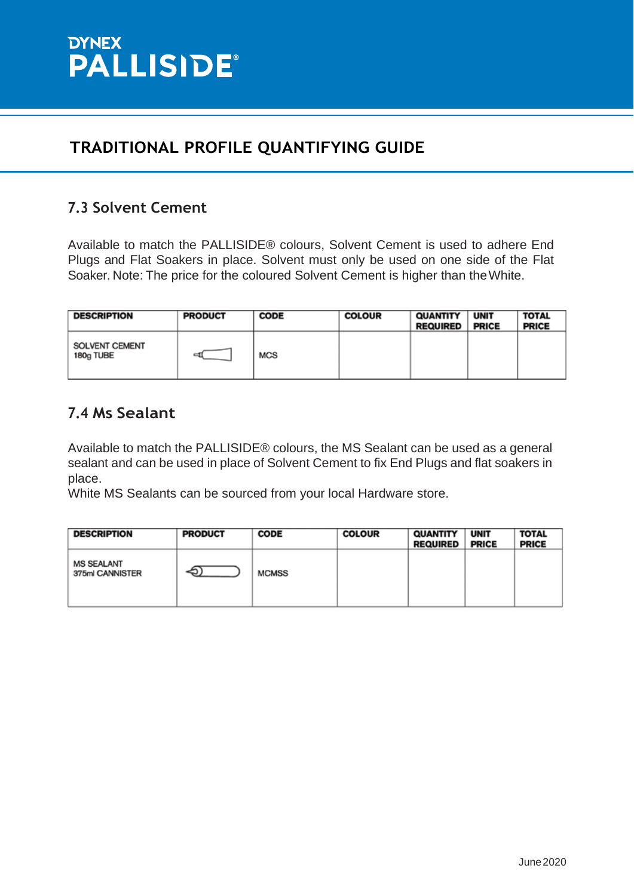DYNEX
PALLISIDE®

# TRADITIONAL PROFILE QUANTIFYING GUIDE

## 7.3 Solvent Cement

Available to match the PALLISIDE® colours, Solvent Cement is used to adhere End Plugs and Flat Soakers in place. Solvent must only be used on one side of the Flat Soaker. Note: The price for the coloured Solvent Cement is higher than the White.

| DESCRIPTION | PRODUCT | CODE | COLOUR | QUANTITY REQUIRED | UNIT PRICE | TOTAL PRICE |
|---|---|---|---|---|---|---|
| SOLVENT CEMENT 180g TUBE | | MCS | | | | |

## 7.4 Ms Sealant

Available to match the PALLISIDE® colours, the MS Sealant can be used as a general sealant and can be used in place of Solvent Cement to fix End Plugs and flat soakers in place.
White MS Sealants can be sourced from your local Hardware store.

| DESCRIPTION | PRODUCT | CODE | COLOUR | QUANTITY REQUIRED | UNIT PRICE | TOTAL PRICE |
|---|---|---|---|---|---|---|
| MS SEALANT 375ml CANNISTER | | MCMSS | | | | |

June 2020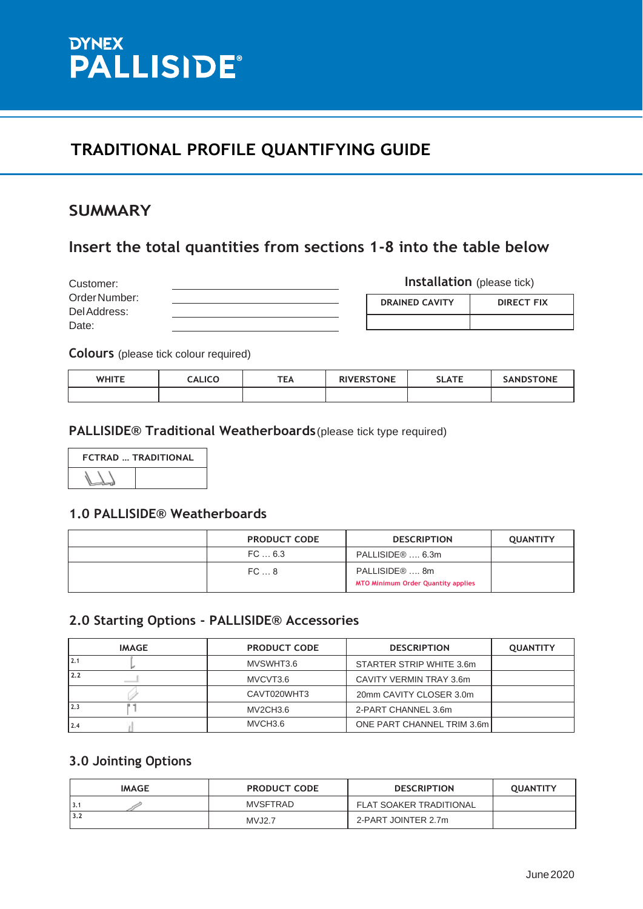# DYNEX PALLISIDE®

## TRADITIONAL PROFILE QUANTIFYING GUIDE

## SUMMARY

### Insert the total quantities from sections 1-8 into the table below

Customer: ____________________

Order Number: ____________________

Del Address: ____________________

Date: ____________________

**Installation** (please tick)

| DRAINED CAVITY | DIRECT FIX |
|---|---|
| | |

**Colours** (please tick colour required)

| WHITE | CALICO | TEA | RIVERSTONE | SLATE | SANDSTONE |
|---|---|---|---|---|---|
| | | | | | |

**PALLISIDE® Traditional Weatherboards** (please tick type required)

| FCTRAD … TRADITIONAL | |
|---|---|
| | |

### 1.0 PALLISIDE® Weatherboards

| | PRODUCT CODE | DESCRIPTION | QUANTITY |
|---|---|---|---|
| | FC … 6.3 | PALLISIDE® …. 6.3m | |
| | FC … 8 | PALLISIDE® …. 8m MTO Minimum Order Quantity applies | |

### 2.0 Starting Options - PALLISIDE® Accessories

| IMAGE | PRODUCT CODE | DESCRIPTION | QUANTITY |
|---|---|---|---|
| 2.1 | MVSWHT3.6 | STARTER STRIP WHITE 3.6m | |
| 2.2 | MVCVT3.6 | CAVITY VERMIN TRAY 3.6m | |
| | CAVT020WHT3 | 20mm CAVITY CLOSER 3.0m | |
| 2.3 | MV2CH3.6 | 2-PART CHANNEL 3.6m | |
| 2.4 | MVCH3.6 | ONE PART CHANNEL TRIM 3.6m | |

### 3.0 Jointing Options

| IMAGE | PRODUCT CODE | DESCRIPTION | QUANTITY |
|---|---|---|---|
| 3.1 | MVSFTRAD | FLAT SOAKER TRADITIONAL | |
| 3.2 | MVJ2.7 | 2-PART JOINTER 2.7m | |

June 2020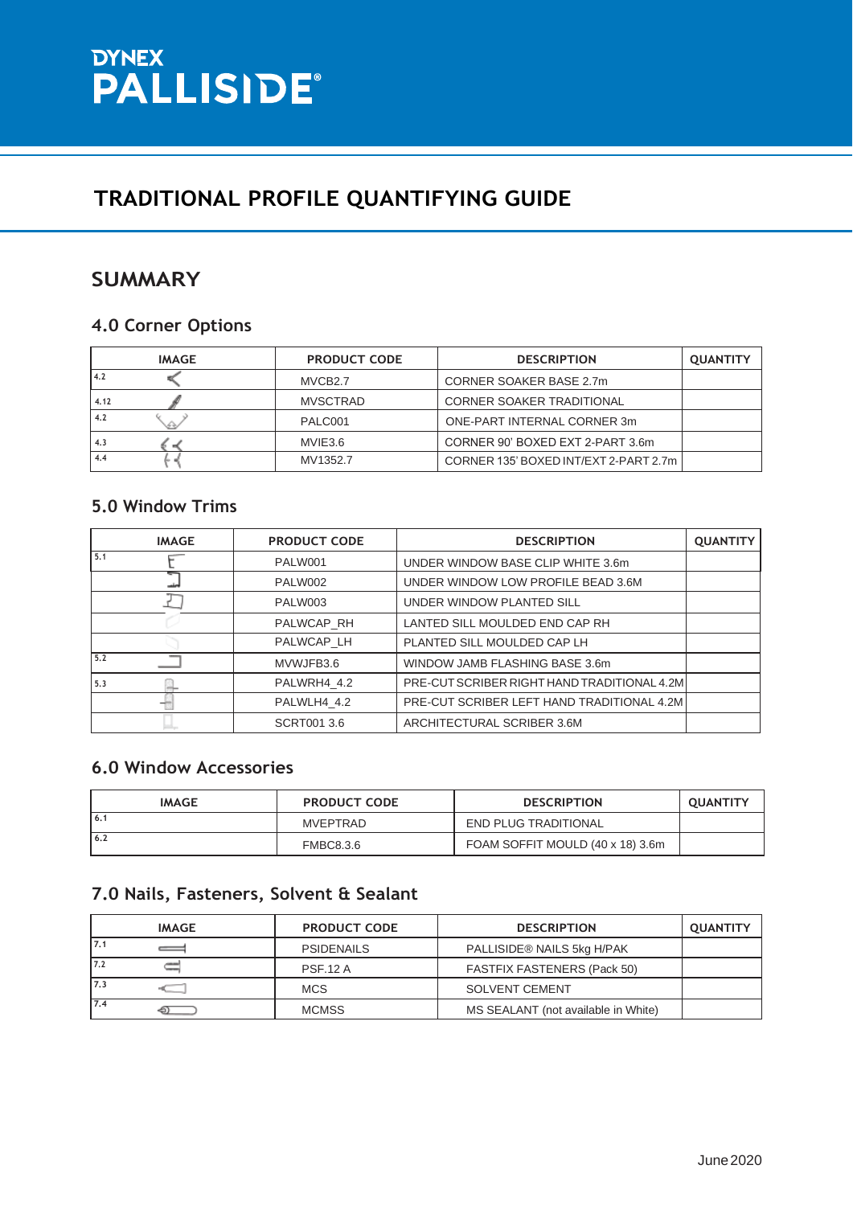# DYNEX PALLISIDE®

## TRADITIONAL PROFILE QUANTIFYING GUIDE

## SUMMARY

### 4.0 Corner Options

| IMAGE | PRODUCT CODE | DESCRIPTION | QUANTITY |
|---|---|---|---|
| 4.2 | MVCB2.7 | CORNER SOAKER BASE 2.7m | |
| 4.12 | MVSCTRAD | CORNER SOAKER TRADITIONAL | |
| 4.2 | PALC001 | ONE-PART INTERNAL CORNER 3m | |
| 4.3 | MVIE3.6 | CORNER 90' BOXED EXT 2-PART 3.6m | |
| 4.4 | MV1352.7 | CORNER 135' BOXED INT/EXT 2-PART 2.7m | |

### 5.0 Window Trims

| IMAGE | PRODUCT CODE | DESCRIPTION | QUANTITY |
|---|---|---|---|
| 5.1 | PALW001 | UNDER WINDOW BASE CLIP WHITE 3.6m | |
| | PALW002 | UNDER WINDOW LOW PROFILE BEAD 3.6M | |
| | PALW003 | UNDER WINDOW PLANTED SILL | |
| | PALWCAP_RH | LANTED SILL MOULDED END CAP RH | |
| | PALWCAP_LH | PLANTED SILL MOULDED CAP LH | |
| 5.2 | MVWJFB3.6 | WINDOW JAMB FLASHING BASE 3.6m | |
| 5.3 | PALWRH4_4.2 | PRE-CUT SCRIBER RIGHT HAND TRADITIONAL 4.2M | |
| | PALWLH4_4.2 | PRE-CUT SCRIBER LEFT HAND TRADITIONAL 4.2M | |
| | SCRT001 3.6 | ARCHITECTURAL SCRIBER 3.6M | |

### 6.0 Window Accessories

| IMAGE | PRODUCT CODE | DESCRIPTION | QUANTITY |
|---|---|---|---|
| 6.1 | MVEPTRAD | END PLUG TRADITIONAL | |
| 6.2 | FMBC8.3.6 | FOAM SOFFIT MOULD (40 x 18) 3.6m | |

### 7.0 Nails, Fasteners, Solvent & Sealant

| IMAGE | PRODUCT CODE | DESCRIPTION | QUANTITY |
|---|---|---|---|
| 7.1 | PSIDENAILS | PALLISIDE® NAILS 5kg H/PAK | |
| 7.2 | PSF.12 A | FASTFIX FASTENERS (Pack 50) | |
| 7.3 | MCS | SOLVENT CEMENT | |
| 7.4 | MCMSS | MS SEALANT (not available in White) | |

June 2020